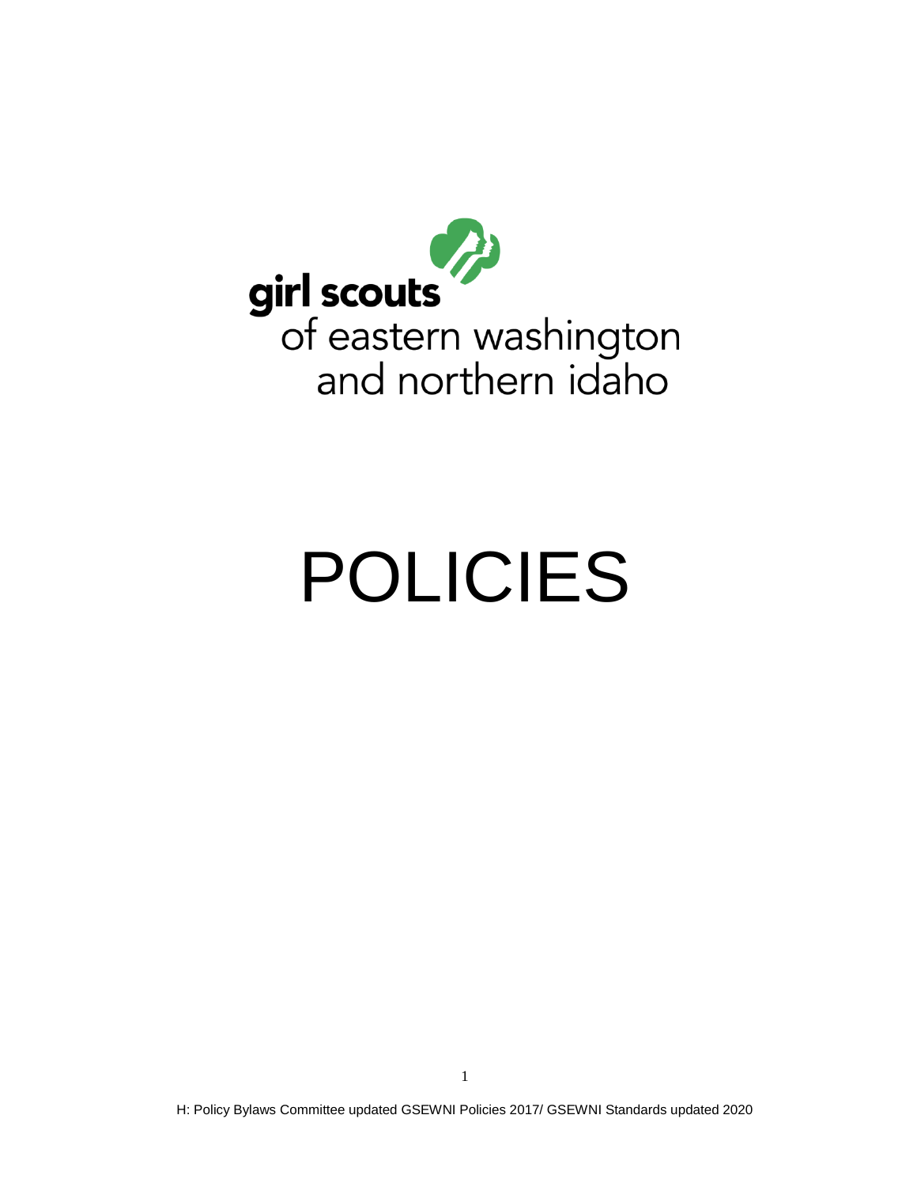girl scouts
of eastern washington
and northern idaho

# POLICIES

H: Policy Bylaws Committee updated GSEWNI Policies 2017/ GSEWNI Standards updated 2020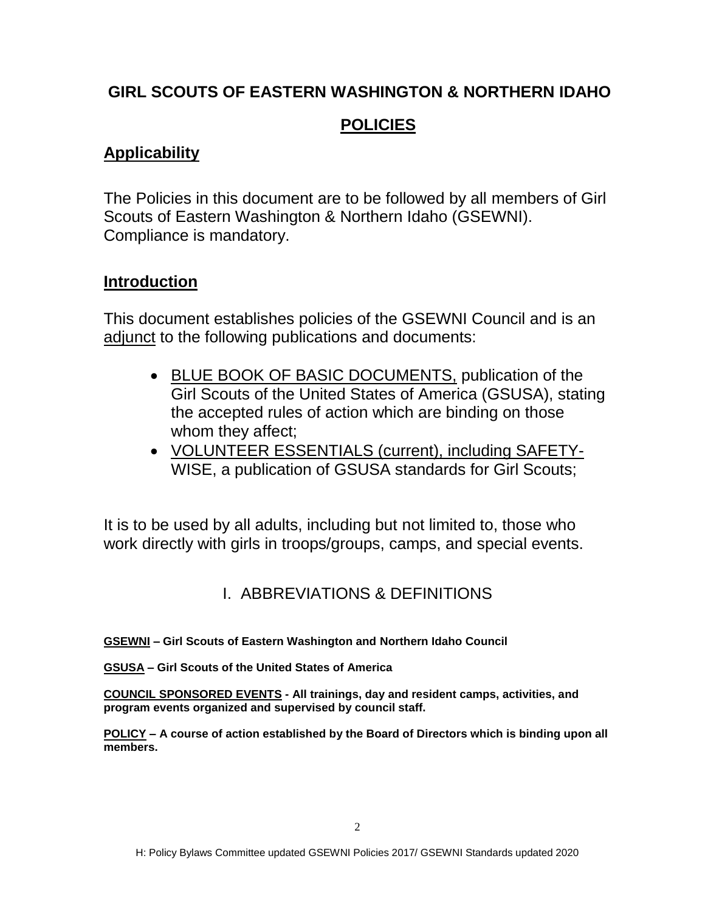# GIRL SCOUTS OF EASTERN WASHINGTON & NORTHERN IDAHO

## POLICIES

## Applicability

The Policies in this document are to be followed by all members of Girl Scouts of Eastern Washington & Northern Idaho (GSEWNI). Compliance is mandatory.

## Introduction

This document establishes policies of the GSEWNI Council and is an adjunct to the following publications and documents:

- BLUE BOOK OF BASIC DOCUMENTS, publication of the Girl Scouts of the United States of America (GSUSA), stating the accepted rules of action which are binding on those whom they affect;
- VOLUNTEER ESSENTIALS (current), including SAFETY-WISE, a publication of GSUSA standards for Girl Scouts;

It is to be used by all adults, including but not limited to, those who work directly with girls in troops/groups, camps, and special events.

## I. ABBREVIATIONS & DEFINITIONS

**GSEWNI – Girl Scouts of Eastern Washington and Northern Idaho Council**

**GSUSA – Girl Scouts of the United States of America**

**COUNCIL SPONSORED EVENTS - All trainings, day and resident camps, activities, and program events organized and supervised by council staff.**

**POLICY – A course of action established by the Board of Directors which is binding upon all members.**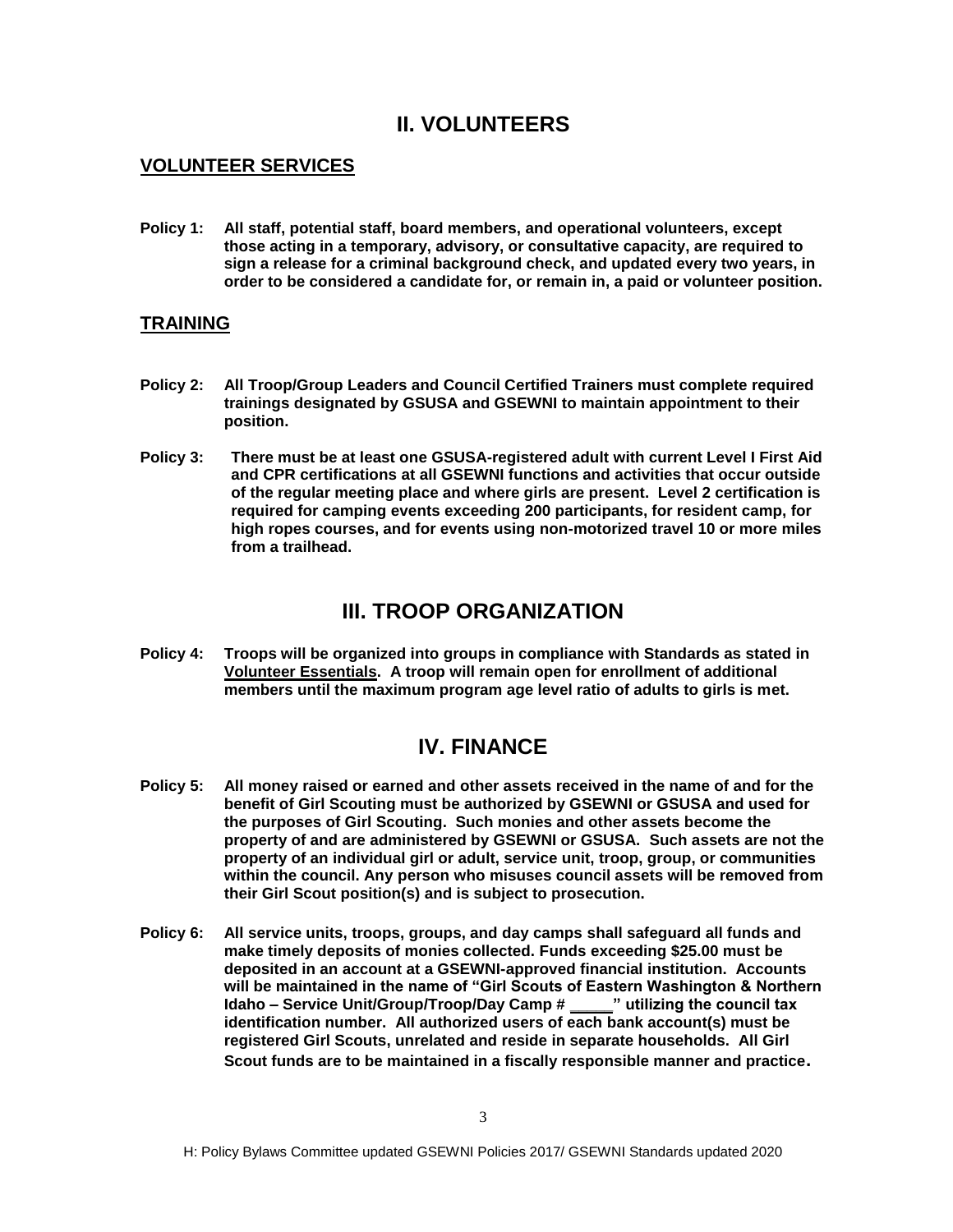# II. VOLUNTEERS

## VOLUNTEER SERVICES

**Policy 1: All staff, potential staff, board members, and operational volunteers, except those acting in a temporary, advisory, or consultative capacity, are required to sign a release for a criminal background check, and updated every two years, in order to be considered a candidate for, or remain in, a paid or volunteer position.**

## TRAINING

**Policy 2: All Troop/Group Leaders and Council Certified Trainers must complete required trainings designated by GSUSA and GSEWNI to maintain appointment to their position.**

**Policy 3: There must be at least one GSUSA-registered adult with current Level I First Aid and CPR certifications at all GSEWNI functions and activities that occur outside of the regular meeting place and where girls are present. Level 2 certification is required for camping events exceeding 200 participants, for resident camp, for high ropes courses, and for events using non-motorized travel 10 or more miles from a trailhead.**

# III. TROOP ORGANIZATION

**Policy 4: Troops will be organized into groups in compliance with Standards as stated in <u>Volunteer Essentials</u>. A troop will remain open for enrollment of additional members until the maximum program age level ratio of adults to girls is met.**

# IV. FINANCE

**Policy 5: All money raised or earned and other assets received in the name of and for the benefit of Girl Scouting must be authorized by GSEWNI or GSUSA and used for the purposes of Girl Scouting. Such monies and other assets become the property of and are administered by GSEWNI or GSUSA. Such assets are not the property of an individual girl or adult, service unit, troop, group, or communities within the council. Any person who misuses council assets will be removed from their Girl Scout position(s) and is subject to prosecution.**

**Policy 6: All service units, troops, groups, and day camps shall safeguard all funds and make timely deposits of monies collected. Funds exceeding $25.00 must be deposited in an account at a GSEWNI-approved financial institution. Accounts will be maintained in the name of "Girl Scouts of Eastern Washington & Northern Idaho – Service Unit/Group/Troop/Day Camp # _____" utilizing the council tax identification number. All authorized users of each bank account(s) must be registered Girl Scouts, unrelated and reside in separate households. All Girl Scout funds are to be maintained in a fiscally responsible manner and practice.**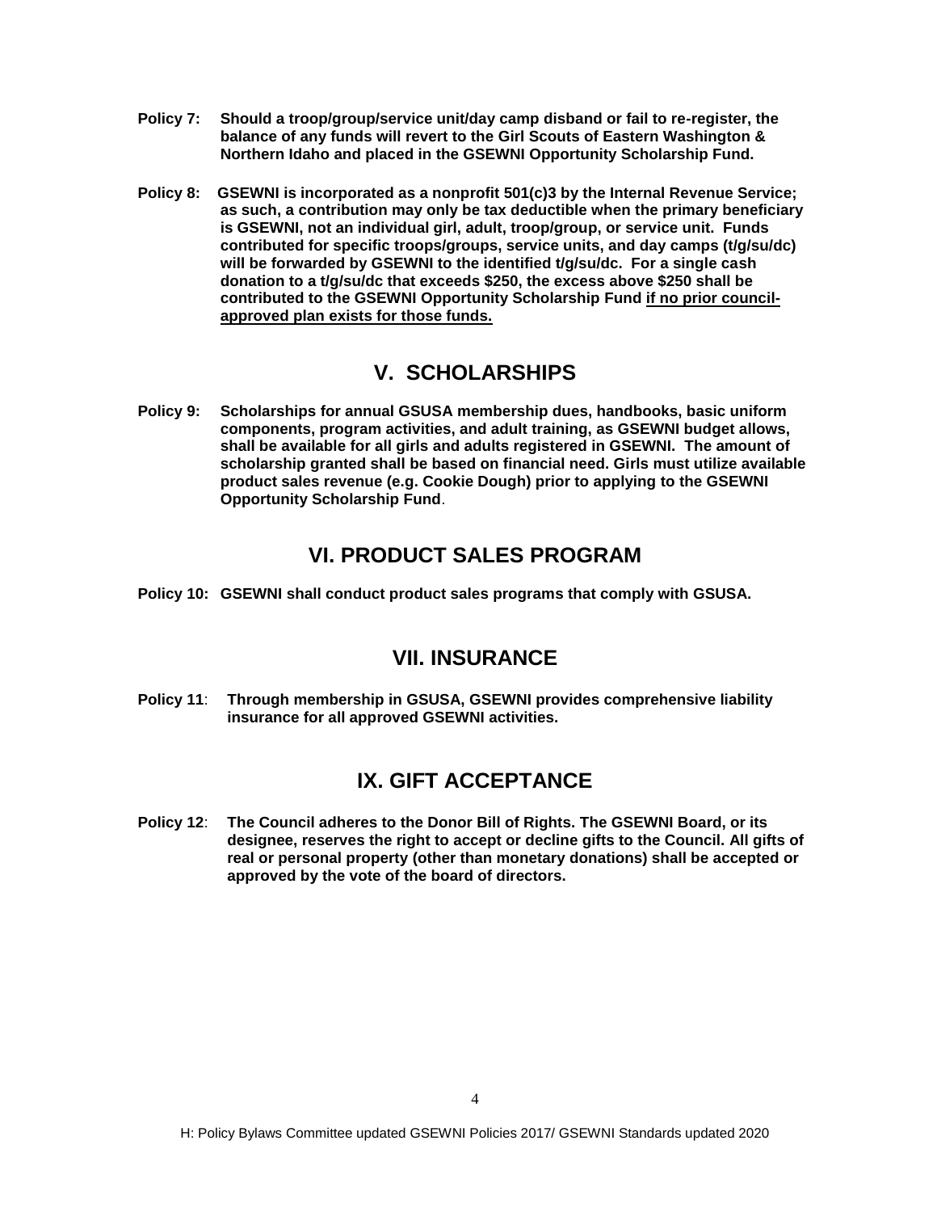**Policy 7:** **Should a troop/group/service unit/day camp disband or fail to re-register, the balance of any funds will revert to the Girl Scouts of Eastern Washington & Northern Idaho and placed in the GSEWNI Opportunity Scholarship Fund.**

**Policy 8:** **GSEWNI is incorporated as a nonprofit 501(c)3 by the Internal Revenue Service; as such, a contribution may only be tax deductible when the primary beneficiary is GSEWNI, not an individual girl, adult, troop/group, or service unit. Funds contributed for specific troops/groups, service units, and day camps (t/g/su/dc) will be forwarded by GSEWNI to the identified t/g/su/dc. For a single cash donation to a t/g/su/dc that exceeds $250, the excess above $250 shall be contributed to the GSEWNI Opportunity Scholarship Fund <u>if no prior council-approved plan exists for those funds.</u>**

## V. SCHOLARSHIPS

**Policy 9:** **Scholarships for annual GSUSA membership dues, handbooks, basic uniform components, program activities, and adult training, as GSEWNI budget allows, shall be available for all girls and adults registered in GSEWNI. The amount of scholarship granted shall be based on financial need. Girls must utilize available product sales revenue (e.g. Cookie Dough) prior to applying to the GSEWNI Opportunity Scholarship Fund**.

## VI. PRODUCT SALES PROGRAM

**Policy 10:** **GSEWNI shall conduct product sales programs that comply with GSUSA.**

## VII. INSURANCE

**Policy 11**: **Through membership in GSUSA, GSEWNI provides comprehensive liability insurance for all approved GSEWNI activities.**

## IX. GIFT ACCEPTANCE

**Policy 12**: **The Council adheres to the Donor Bill of Rights. The GSEWNI Board, or its designee, reserves the right to accept or decline gifts to the Council. All gifts of real or personal property (other than monetary donations) shall be accepted or approved by the vote of the board of directors.**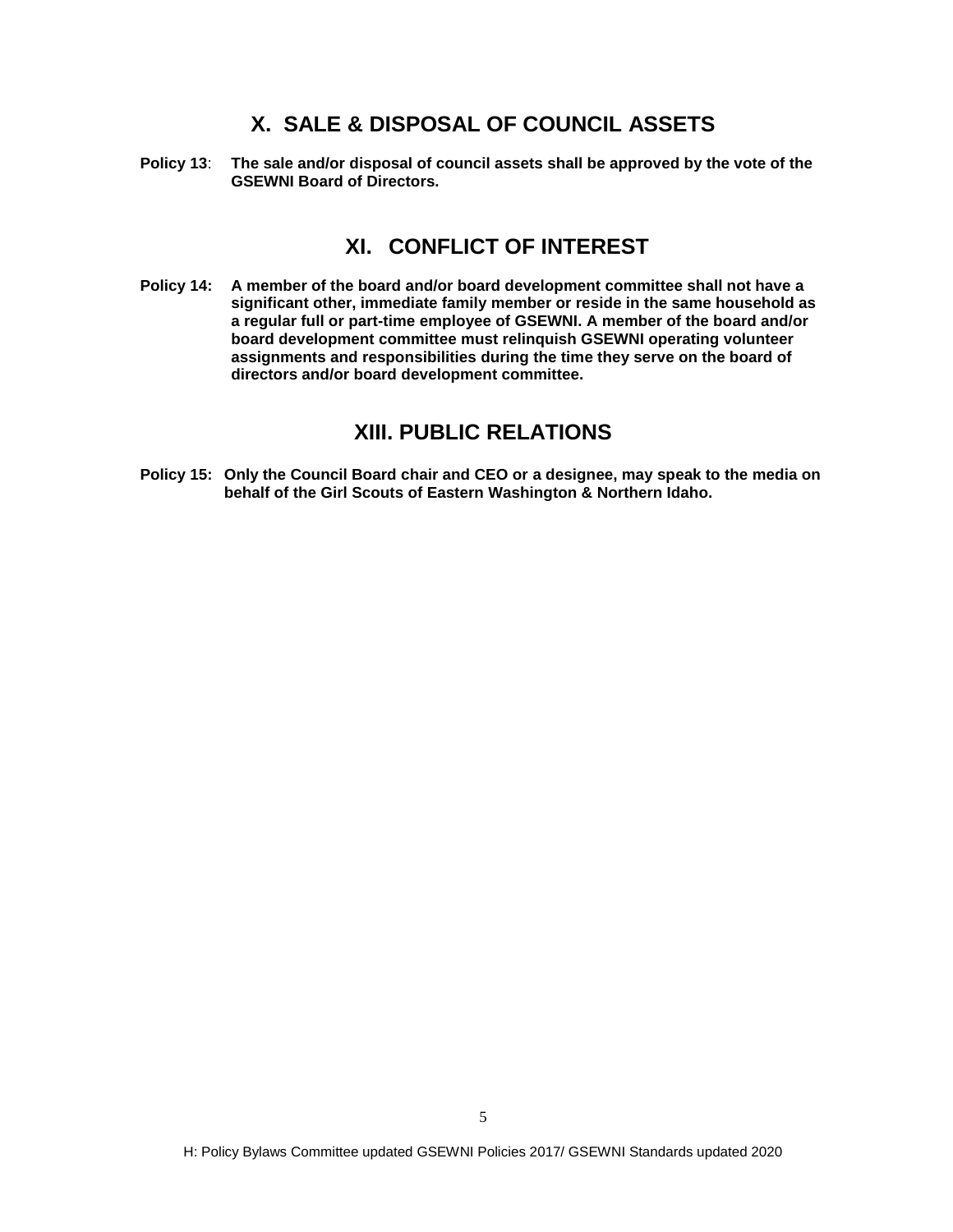## X. SALE & DISPOSAL OF COUNCIL ASSETS

**Policy 13**: **The sale and/or disposal of council assets shall be approved by the vote of the GSEWNI Board of Directors.**

## XI. CONFLICT OF INTEREST

**Policy 14: A member of the board and/or board development committee shall not have a significant other, immediate family member or reside in the same household as a regular full or part-time employee of GSEWNI. A member of the board and/or board development committee must relinquish GSEWNI operating volunteer assignments and responsibilities during the time they serve on the board of directors and/or board development committee.**

## XIII. PUBLIC RELATIONS

**Policy 15: Only the Council Board chair and CEO or a designee, may speak to the media on behalf of the Girl Scouts of Eastern Washington & Northern Idaho.**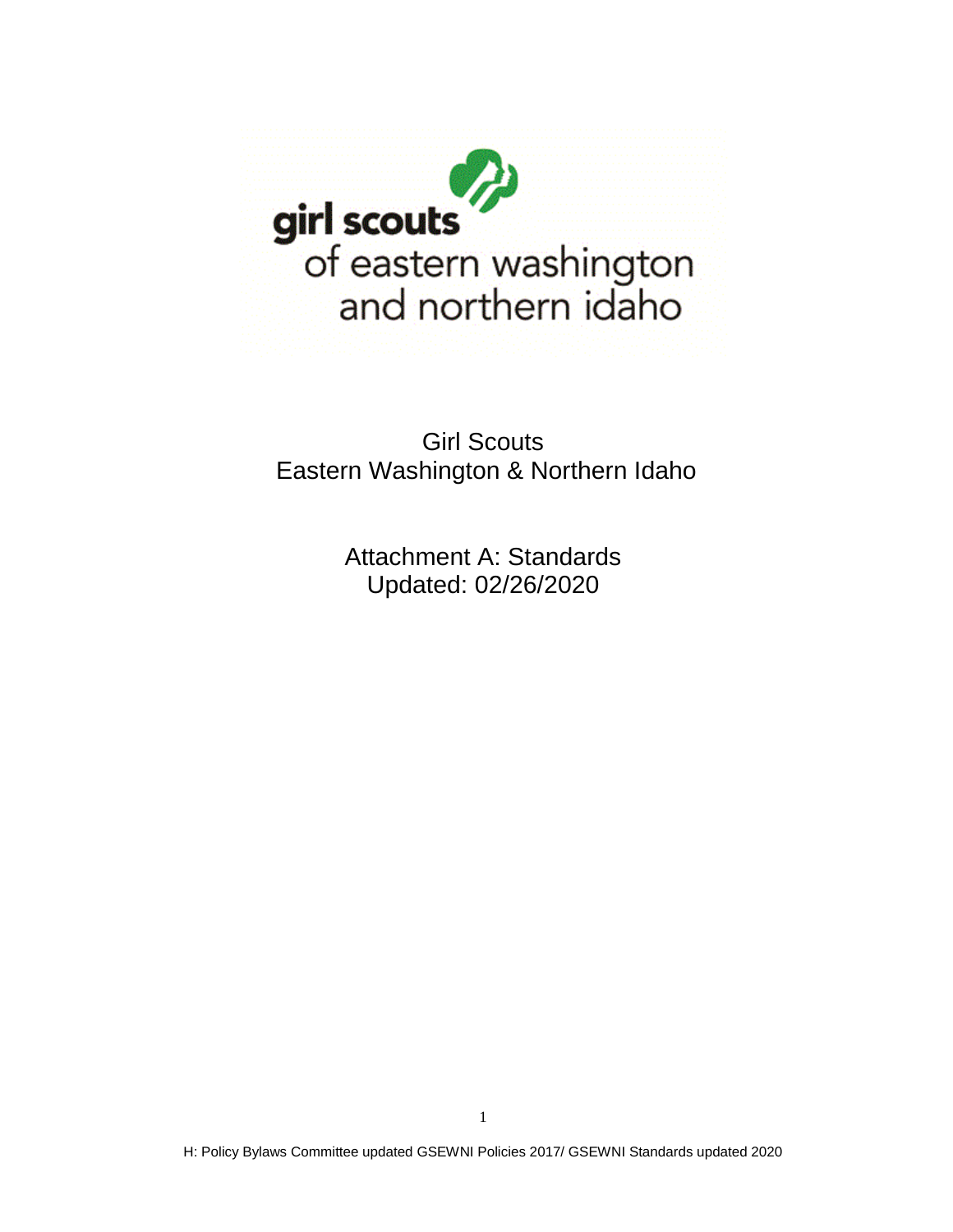girl scouts of eastern washington and northern idaho

# Girl Scouts
# Eastern Washington & Northern Idaho

## Attachment A: Standards
## Updated: 02/26/2020

H: Policy Bylaws Committee updated GSEWNI Policies 2017/ GSEWNI Standards updated 2020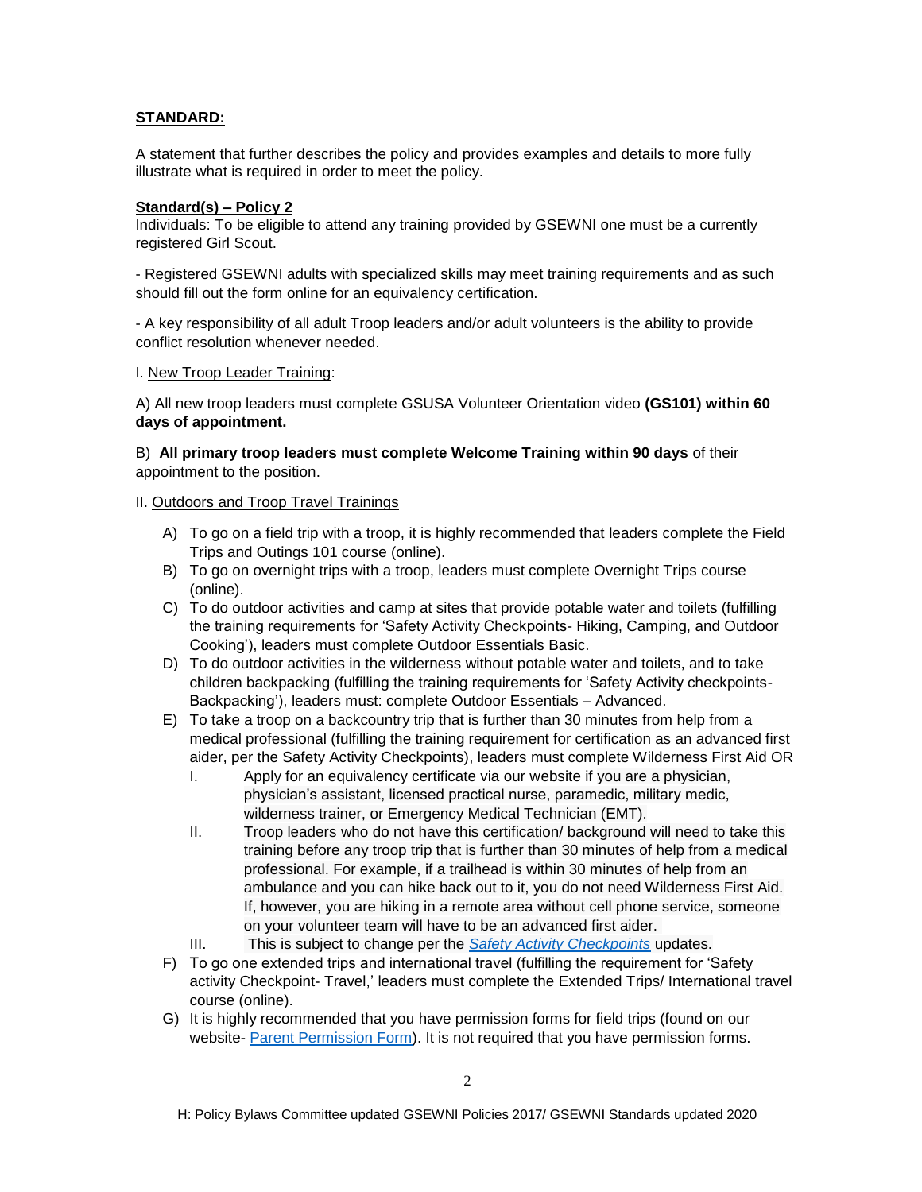**STANDARD:**

A statement that further describes the policy and provides examples and details to more fully illustrate what is required in order to meet the policy.

**Standard(s) – Policy 2**

Individuals: To be eligible to attend any training provided by GSEWNI one must be a currently registered Girl Scout.

- Registered GSEWNI adults with specialized skills may meet training requirements and as such should fill out the form online for an equivalency certification.

- A key responsibility of all adult Troop leaders and/or adult volunteers is the ability to provide conflict resolution whenever needed.

I. New Troop Leader Training:

A) All new troop leaders must complete GSUSA Volunteer Orientation video **(GS101) within 60 days of appointment.**

B) **All primary troop leaders must complete Welcome Training within 90 days** of their appointment to the position.

II. Outdoors and Troop Travel Trainings

A) To go on a field trip with a troop, it is highly recommended that leaders complete the Field Trips and Outings 101 course (online).

B) To go on overnight trips with a troop, leaders must complete Overnight Trips course (online).

C) To do outdoor activities and camp at sites that provide potable water and toilets (fulfilling the training requirements for 'Safety Activity Checkpoints- Hiking, Camping, and Outdoor Cooking'), leaders must complete Outdoor Essentials Basic.

D) To do outdoor activities in the wilderness without potable water and toilets, and to take children backpacking (fulfilling the training requirements for 'Safety Activity checkpoints- Backpacking'), leaders must: complete Outdoor Essentials – Advanced.

E) To take a troop on a backcountry trip that is further than 30 minutes from help from a medical professional (fulfilling the training requirement for certification as an advanced first aider, per the Safety Activity Checkpoints), leaders must complete Wilderness First Aid OR

   I. Apply for an equivalency certificate via our website if you are a physician, physician's assistant, licensed practical nurse, paramedic, military medic, wilderness trainer, or Emergency Medical Technician (EMT).

   II. Troop leaders who do not have this certification/ background will need to take this training before any troop trip that is further than 30 minutes of help from a medical professional. For example, if a trailhead is within 30 minutes of help from an ambulance and you can hike back out to it, you do not need Wilderness First Aid. If, however, you are hiking in a remote area without cell phone service, someone on your volunteer team will have to be an advanced first aider.

   III. This is subject to change per the *Safety Activity Checkpoints* updates.

F) To go one extended trips and international travel (fulfilling the requirement for 'Safety activity Checkpoint- Travel,' leaders must complete the Extended Trips/ International travel course (online).

G) It is highly recommended that you have permission forms for field trips (found on our website- Parent Permission Form). It is not required that you have permission forms.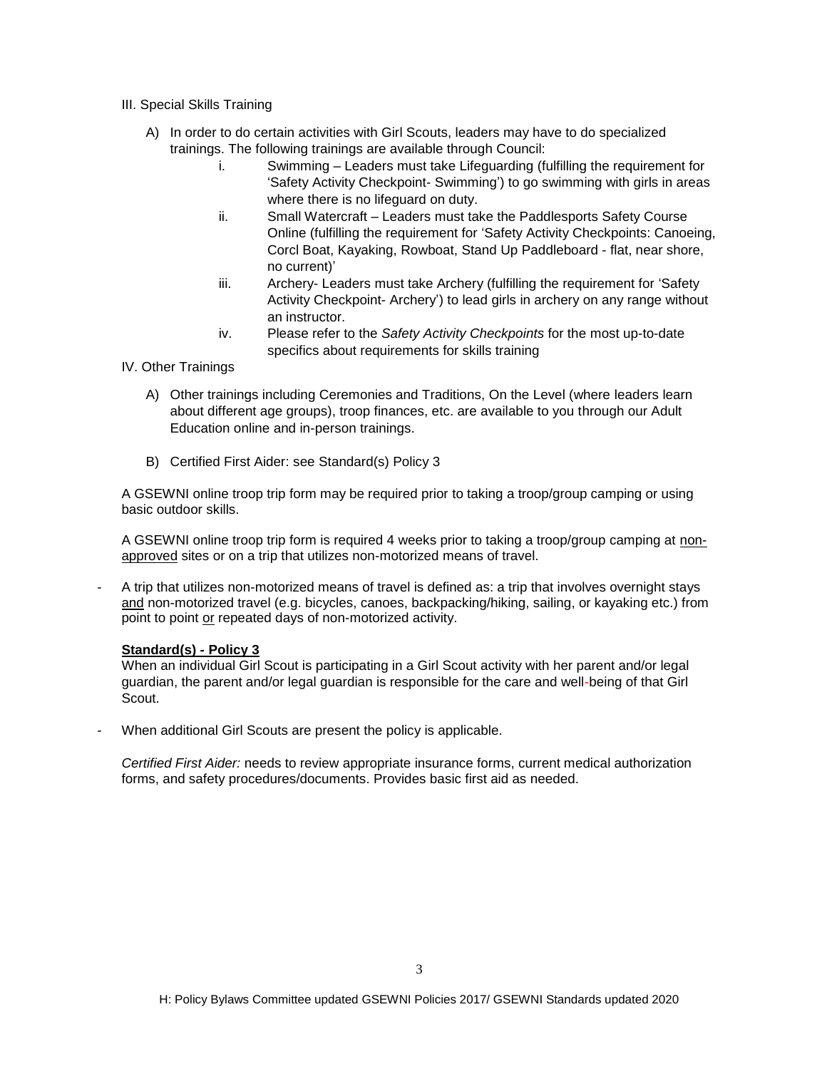III. Special Skills Training

A) In order to do certain activities with Girl Scouts, leaders may have to do specialized trainings. The following trainings are available through Council:

   i. Swimming – Leaders must take Lifeguarding (fulfilling the requirement for 'Safety Activity Checkpoint- Swimming') to go swimming with girls in areas where there is no lifeguard on duty.

   ii. Small Watercraft – Leaders must take the Paddlesports Safety Course Online (fulfilling the requirement for 'Safety Activity Checkpoints: Canoeing, Corcl Boat, Kayaking, Rowboat, Stand Up Paddleboard - flat, near shore, no current)'

   iii. Archery- Leaders must take Archery (fulfilling the requirement for 'Safety Activity Checkpoint- Archery') to lead girls in archery on any range without an instructor.

   iv. Please refer to the *Safety Activity Checkpoints* for the most up-to-date specifics about requirements for skills training

IV. Other Trainings

A) Other trainings including Ceremonies and Traditions, On the Level (where leaders learn about different age groups), troop finances, etc. are available to you through our Adult Education online and in-person trainings.

B) Certified First Aider: see Standard(s) Policy 3

A GSEWNI online troop trip form may be required prior to taking a troop/group camping or using basic outdoor skills.

A GSEWNI online troop trip form is required 4 weeks prior to taking a troop/group camping at <u>non-approved</u> sites or on a trip that utilizes non-motorized means of travel.

- A trip that utilizes non-motorized means of travel is defined as: a trip that involves overnight stays <u>and</u> non-motorized travel (e.g. bicycles, canoes, backpacking/hiking, sailing, or kayaking etc.) from point to point <u>or</u> repeated days of non-motorized activity.

**<u>Standard(s) - Policy 3</u>**

When an individual Girl Scout is participating in a Girl Scout activity with her parent and/or legal guardian, the parent and/or legal guardian is responsible for the care and well-being of that Girl Scout.

- When additional Girl Scouts are present the policy is applicable.

*Certified First Aider:* needs to review appropriate insurance forms, current medical authorization forms, and safety procedures/documents. Provides basic first aid as needed.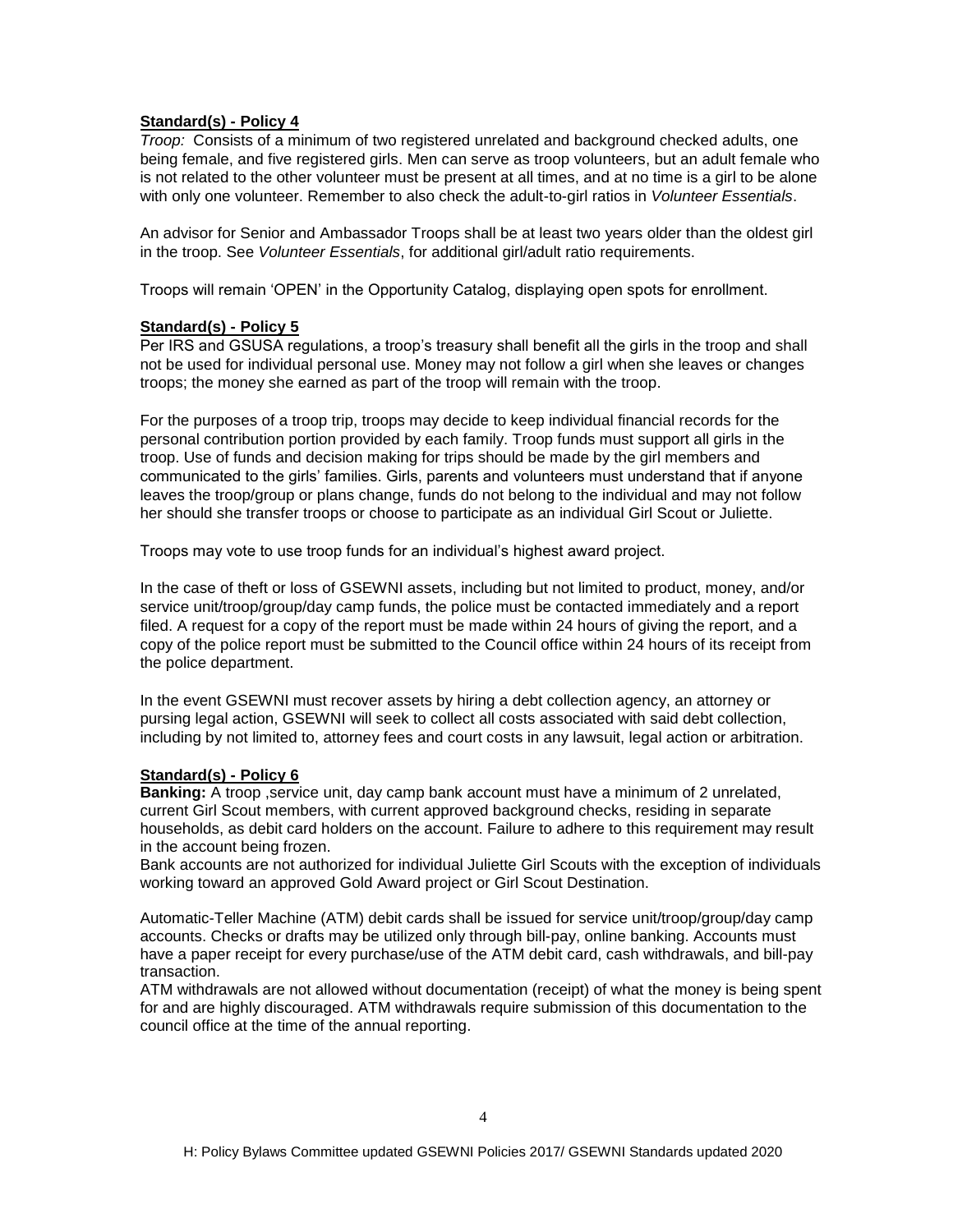**Standard(s) - Policy 4**

*Troop:* Consists of a minimum of two registered unrelated and background checked adults, one being female, and five registered girls. Men can serve as troop volunteers, but an adult female who is not related to the other volunteer must be present at all times, and at no time is a girl to be alone with only one volunteer. Remember to also check the adult-to-girl ratios in *Volunteer Essentials*.

An advisor for Senior and Ambassador Troops shall be at least two years older than the oldest girl in the troop. See *Volunteer Essentials*, for additional girl/adult ratio requirements.

Troops will remain 'OPEN' in the Opportunity Catalog, displaying open spots for enrollment.

**Standard(s) - Policy 5**

Per IRS and GSUSA regulations, a troop's treasury shall benefit all the girls in the troop and shall not be used for individual personal use. Money may not follow a girl when she leaves or changes troops; the money she earned as part of the troop will remain with the troop.

For the purposes of a troop trip, troops may decide to keep individual financial records for the personal contribution portion provided by each family. Troop funds must support all girls in the troop. Use of funds and decision making for trips should be made by the girl members and communicated to the girls' families. Girls, parents and volunteers must understand that if anyone leaves the troop/group or plans change, funds do not belong to the individual and may not follow her should she transfer troops or choose to participate as an individual Girl Scout or Juliette.

Troops may vote to use troop funds for an individual's highest award project.

In the case of theft or loss of GSEWNI assets, including but not limited to product, money, and/or service unit/troop/group/day camp funds, the police must be contacted immediately and a report filed. A request for a copy of the report must be made within 24 hours of giving the report, and a copy of the police report must be submitted to the Council office within 24 hours of its receipt from the police department.

In the event GSEWNI must recover assets by hiring a debt collection agency, an attorney or pursing legal action, GSEWNI will seek to collect all costs associated with said debt collection, including by not limited to, attorney fees and court costs in any lawsuit, legal action or arbitration.

**Standard(s) - Policy 6**

**Banking:** A troop ,service unit, day camp bank account must have a minimum of 2 unrelated, current Girl Scout members, with current approved background checks, residing in separate households, as debit card holders on the account. Failure to adhere to this requirement may result in the account being frozen.

Bank accounts are not authorized for individual Juliette Girl Scouts with the exception of individuals working toward an approved Gold Award project or Girl Scout Destination.

Automatic-Teller Machine (ATM) debit cards shall be issued for service unit/troop/group/day camp accounts. Checks or drafts may be utilized only through bill-pay, online banking. Accounts must have a paper receipt for every purchase/use of the ATM debit card, cash withdrawals, and bill-pay transaction.

ATM withdrawals are not allowed without documentation (receipt) of what the money is being spent for and are highly discouraged. ATM withdrawals require submission of this documentation to the council office at the time of the annual reporting.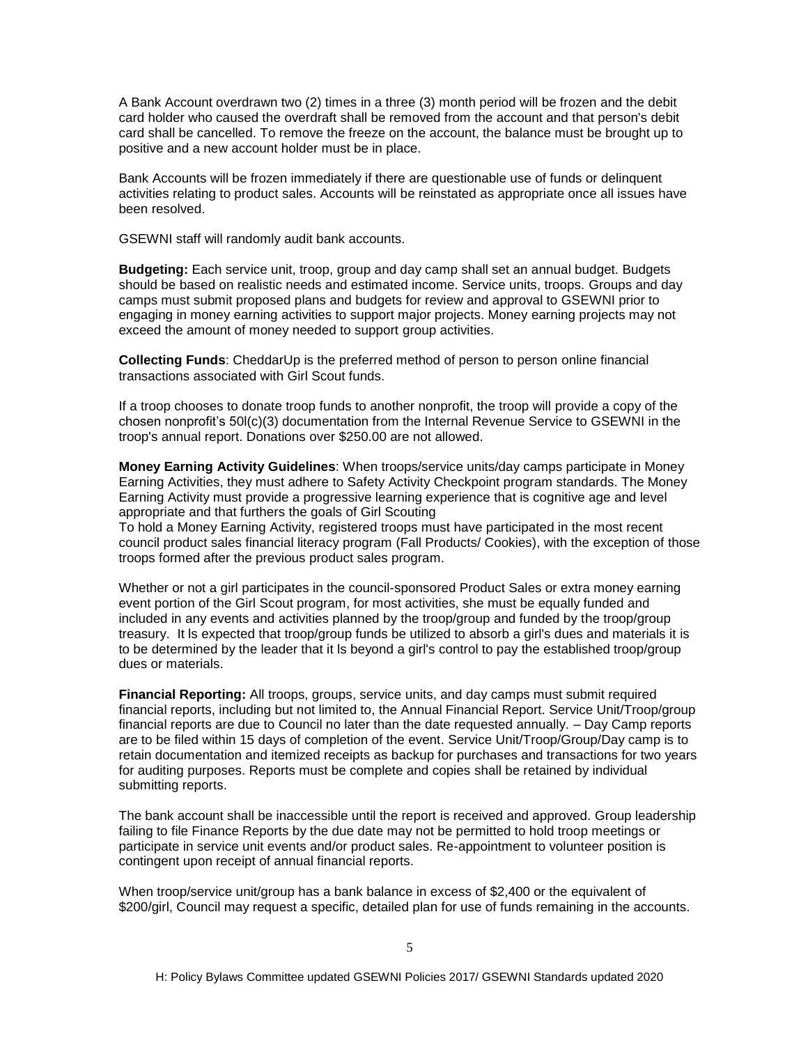A Bank Account overdrawn two (2) times in a three (3) month period will be frozen and the debit card holder who caused the overdraft shall be removed from the account and that person's debit card shall be cancelled. To remove the freeze on the account, the balance must be brought up to positive and a new account holder must be in place.

Bank Accounts will be frozen immediately if there are questionable use of funds or delinquent activities relating to product sales. Accounts will be reinstated as appropriate once all issues have been resolved.

GSEWNI staff will randomly audit bank accounts.

**Budgeting:** Each service unit, troop, group and day camp shall set an annual budget. Budgets should be based on realistic needs and estimated income. Service units, troops. Groups and day camps must submit proposed plans and budgets for review and approval to GSEWNI prior to engaging in money earning activities to support major projects. Money earning projects may not exceed the amount of money needed to support group activities.

**Collecting Funds**: CheddarUp is the preferred method of person to person online financial transactions associated with Girl Scout funds.

If a troop chooses to donate troop funds to another nonprofit, the troop will provide a copy of the chosen nonprofit's 50l(c)(3) documentation from the Internal Revenue Service to GSEWNI in the troop's annual report. Donations over $250.00 are not allowed.

**Money Earning Activity Guidelines**: When troops/service units/day camps participate in Money Earning Activities, they must adhere to Safety Activity Checkpoint program standards. The Money Earning Activity must provide a progressive learning experience that is cognitive age and level appropriate and that furthers the goals of Girl Scouting
To hold a Money Earning Activity, registered troops must have participated in the most recent council product sales financial literacy program (Fall Products/ Cookies), with the exception of those troops formed after the previous product sales program.

Whether or not a girl participates in the council-sponsored Product Sales or extra money earning event portion of the Girl Scout program, for most activities, she must be equally funded and included in any events and activities planned by the troop/group and funded by the troop/group treasury. It ls expected that troop/group funds be utilized to absorb a girl's dues and materials it is to be determined by the leader that it ls beyond a girl's control to pay the established troop/group dues or materials.

**Financial Reporting:** All troops, groups, service units, and day camps must submit required financial reports, including but not limited to, the Annual Financial Report. Service Unit/Troop/group financial reports are due to Council no later than the date requested annually. – Day Camp reports are to be filed within 15 days of completion of the event. Service Unit/Troop/Group/Day camp is to retain documentation and itemized receipts as backup for purchases and transactions for two years for auditing purposes. Reports must be complete and copies shall be retained by individual submitting reports.

The bank account shall be inaccessible until the report is received and approved. Group leadership failing to file Finance Reports by the due date may not be permitted to hold troop meetings or participate in service unit events and/or product sales. Re-appointment to volunteer position is contingent upon receipt of annual financial reports.

When troop/service unit/group has a bank balance in excess of $2,400 or the equivalent of $200/girl, Council may request a specific, detailed plan for use of funds remaining in the accounts.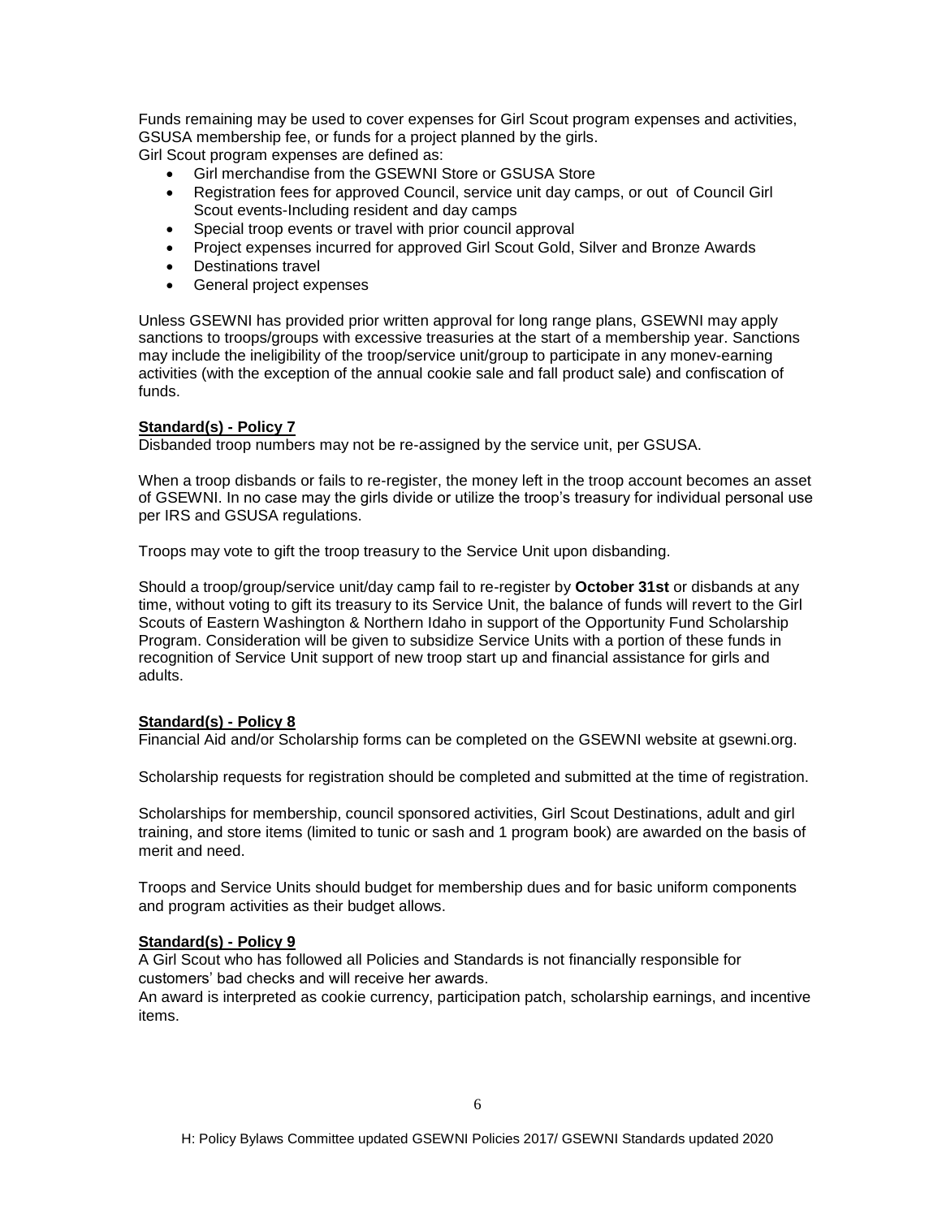Funds remaining may be used to cover expenses for Girl Scout program expenses and activities, GSUSA membership fee, or funds for a project planned by the girls.
Girl Scout program expenses are defined as:

- Girl merchandise from the GSEWNI Store or GSUSA Store
- Registration fees for approved Council, service unit day camps, or out of Council Girl Scout events-Including resident and day camps
- Special troop events or travel with prior council approval
- Project expenses incurred for approved Girl Scout Gold, Silver and Bronze Awards
- Destinations travel
- General project expenses

Unless GSEWNI has provided prior written approval for long range plans, GSEWNI may apply sanctions to troops/groups with excessive treasuries at the start of a membership year. Sanctions may include the ineligibility of the troop/service unit/group to participate in any monev-earning activities (with the exception of the annual cookie sale and fall product sale) and confiscation of funds.

**Standard(s) - Policy 7**

Disbanded troop numbers may not be re-assigned by the service unit, per GSUSA.

When a troop disbands or fails to re-register, the money left in the troop account becomes an asset of GSEWNI. In no case may the girls divide or utilize the troop's treasury for individual personal use per IRS and GSUSA regulations.

Troops may vote to gift the troop treasury to the Service Unit upon disbanding.

Should a troop/group/service unit/day camp fail to re-register by **October 31st** or disbands at any time, without voting to gift its treasury to its Service Unit, the balance of funds will revert to the Girl Scouts of Eastern Washington & Northern Idaho in support of the Opportunity Fund Scholarship Program. Consideration will be given to subsidize Service Units with a portion of these funds in recognition of Service Unit support of new troop start up and financial assistance for girls and adults.

**Standard(s) - Policy 8**

Financial Aid and/or Scholarship forms can be completed on the GSEWNI website at gsewni.org.

Scholarship requests for registration should be completed and submitted at the time of registration.

Scholarships for membership, council sponsored activities, Girl Scout Destinations, adult and girl training, and store items (limited to tunic or sash and 1 program book) are awarded on the basis of merit and need.

Troops and Service Units should budget for membership dues and for basic uniform components and program activities as their budget allows.

**Standard(s) - Policy 9**

A Girl Scout who has followed all Policies and Standards is not financially responsible for customers' bad checks and will receive her awards.
An award is interpreted as cookie currency, participation patch, scholarship earnings, and incentive items.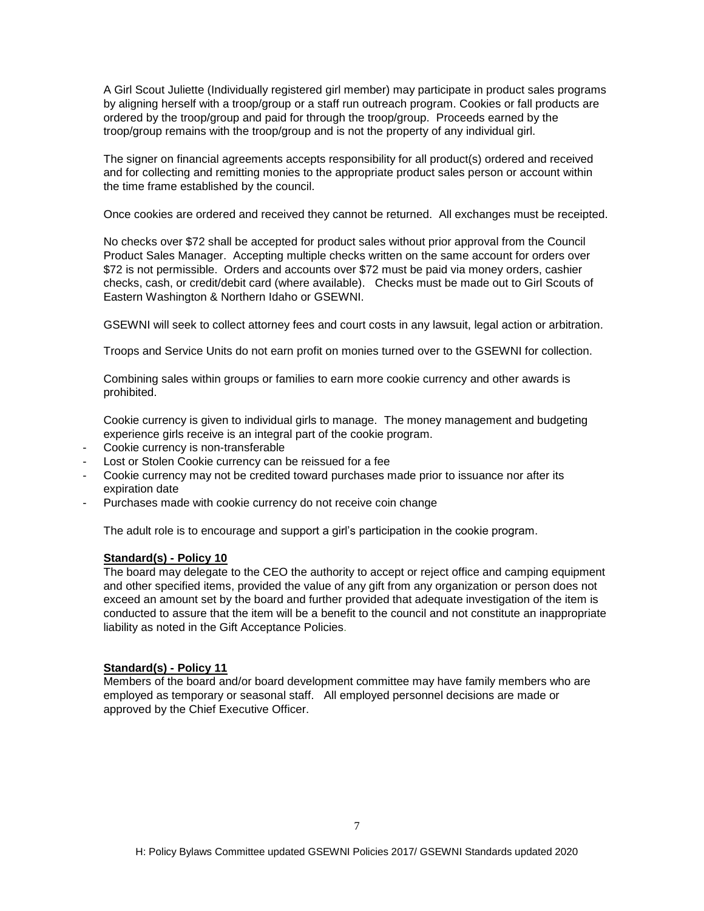A Girl Scout Juliette (Individually registered girl member) may participate in product sales programs by aligning herself with a troop/group or a staff run outreach program. Cookies or fall products are ordered by the troop/group and paid for through the troop/group. Proceeds earned by the troop/group remains with the troop/group and is not the property of any individual girl.

The signer on financial agreements accepts responsibility for all product(s) ordered and received and for collecting and remitting monies to the appropriate product sales person or account within the time frame established by the council.

Once cookies are ordered and received they cannot be returned. All exchanges must be receipted.

No checks over $72 shall be accepted for product sales without prior approval from the Council Product Sales Manager. Accepting multiple checks written on the same account for orders over $72 is not permissible. Orders and accounts over $72 must be paid via money orders, cashier checks, cash, or credit/debit card (where available). Checks must be made out to Girl Scouts of Eastern Washington & Northern Idaho or GSEWNI.

GSEWNI will seek to collect attorney fees and court costs in any lawsuit, legal action or arbitration.

Troops and Service Units do not earn profit on monies turned over to the GSEWNI for collection.

Combining sales within groups or families to earn more cookie currency and other awards is prohibited.

Cookie currency is given to individual girls to manage. The money management and budgeting experience girls receive is an integral part of the cookie program.

- Cookie currency is non-transferable
- Lost or Stolen Cookie currency can be reissued for a fee
- Cookie currency may not be credited toward purchases made prior to issuance nor after its expiration date
- Purchases made with cookie currency do not receive coin change

The adult role is to encourage and support a girl's participation in the cookie program.

**Standard(s) - Policy 10**

The board may delegate to the CEO the authority to accept or reject office and camping equipment and other specified items, provided the value of any gift from any organization or person does not exceed an amount set by the board and further provided that adequate investigation of the item is conducted to assure that the item will be a benefit to the council and not constitute an inappropriate liability as noted in the Gift Acceptance Policies.

**Standard(s) - Policy 11**

Members of the board and/or board development committee may have family members who are employed as temporary or seasonal staff. All employed personnel decisions are made or approved by the Chief Executive Officer.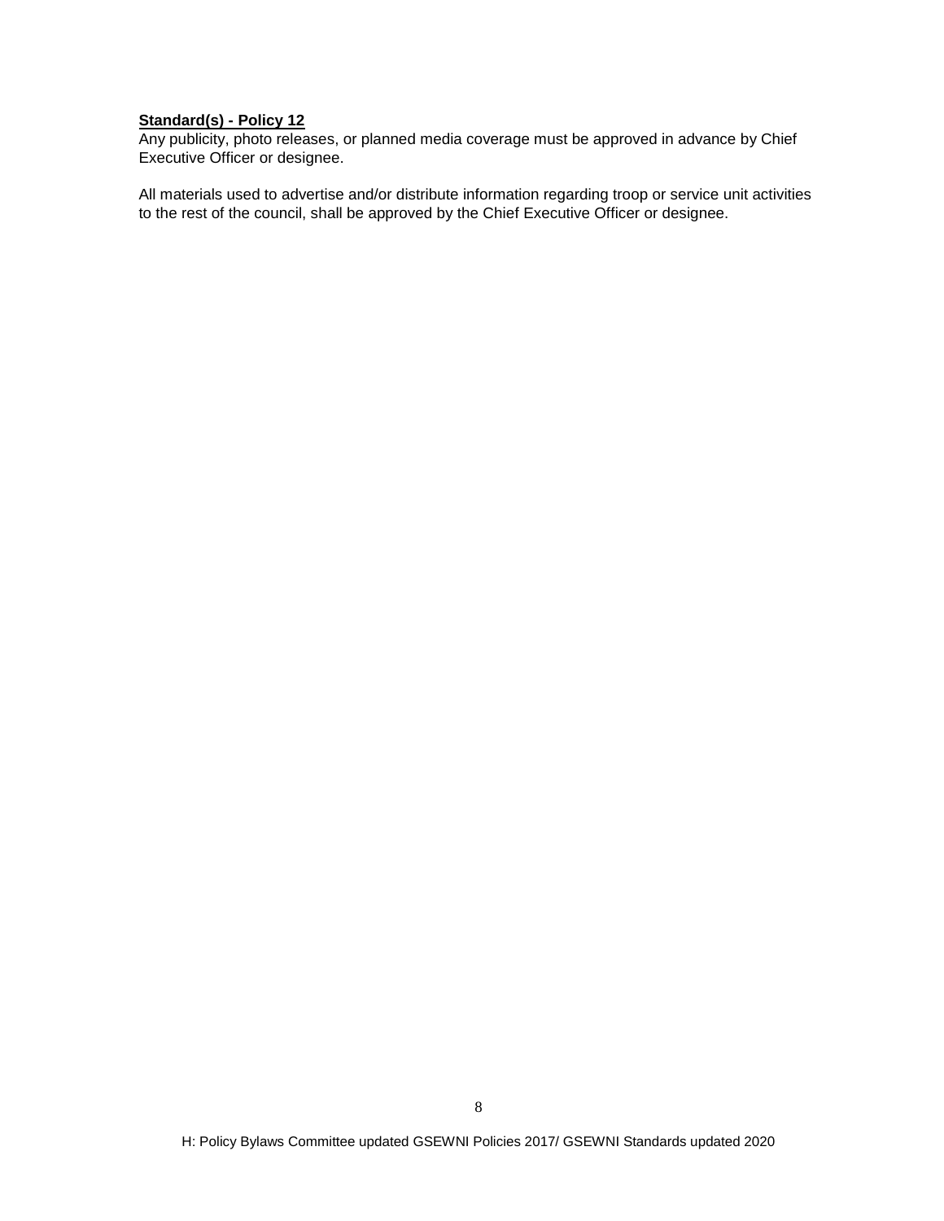**Standard(s) - Policy 12**

Any publicity, photo releases, or planned media coverage must be approved in advance by Chief Executive Officer or designee.

All materials used to advertise and/or distribute information regarding troop or service unit activities to the rest of the council, shall be approved by the Chief Executive Officer or designee.